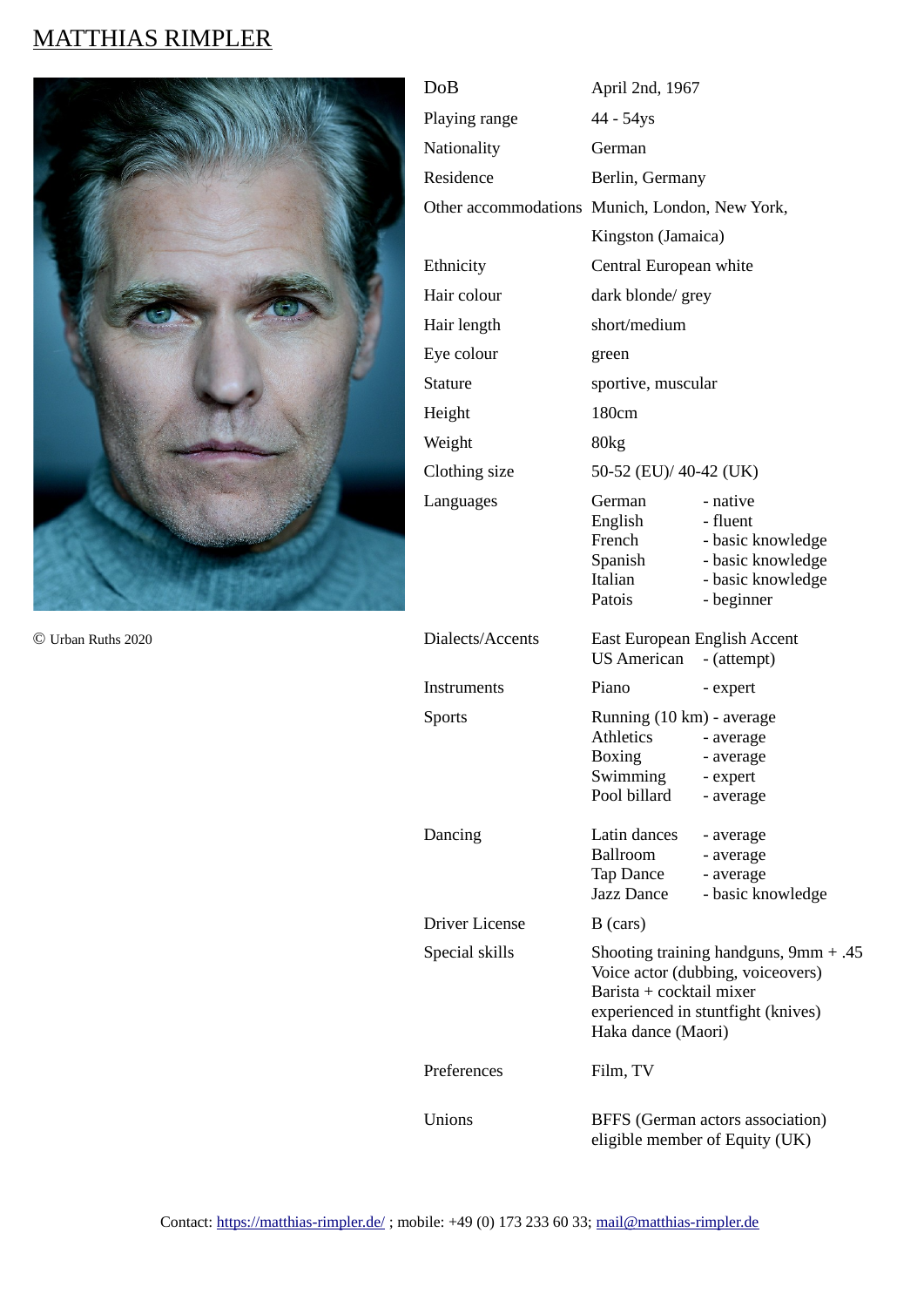# MATTHIAS RIMPLER

© Urban Ruths 2020

| | |
|---|---|
| DoB | April 2nd, 1967 |
| Playing range | 44 - 54ys |
| Nationality | German |
| Residence | Berlin, Germany |
| Other accommodations | Munich, London, New York, Kingston (Jamaica) |
| Ethnicity | Central European white |
| Hair colour | dark blonde/ grey |
| Hair length | short/medium |
| Eye colour | green |
| Stature | sportive, muscular |
| Height | 180cm |
| Weight | 80kg |
| Clothing size | 50-52 (EU)/ 40-42 (UK) |
| Languages | German - native<br>English - fluent<br>French - basic knowledge<br>Spanish - basic knowledge<br>Italian - basic knowledge<br>Patois - beginner |
| Dialects/Accents | East European English Accent<br>US American - (attempt) |
| Instruments | Piano - expert |
| Sports | Running (10 km) - average<br>Athletics - average<br>Boxing - average<br>Swimming - expert<br>Pool billard - average |
| Dancing | Latin dances - average<br>Ballroom - average<br>Tap Dance - average<br>Jazz Dance - basic knowledge |
| Driver License | B (cars) |
| Special skills | Shooting training handguns, 9mm + .45<br>Voice actor (dubbing, voiceovers)<br>Barista + cocktail mixer<br>experienced in stuntfight (knives)<br>Haka dance (Maori) |
| Preferences | Film, TV |
| Unions | BFFS (German actors association)<br>eligible member of Equity (UK) |

Contact: https://matthias-rimpler.de/ ; mobile: +49 (0) 173 233 60 33; mail@matthias-rimpler.de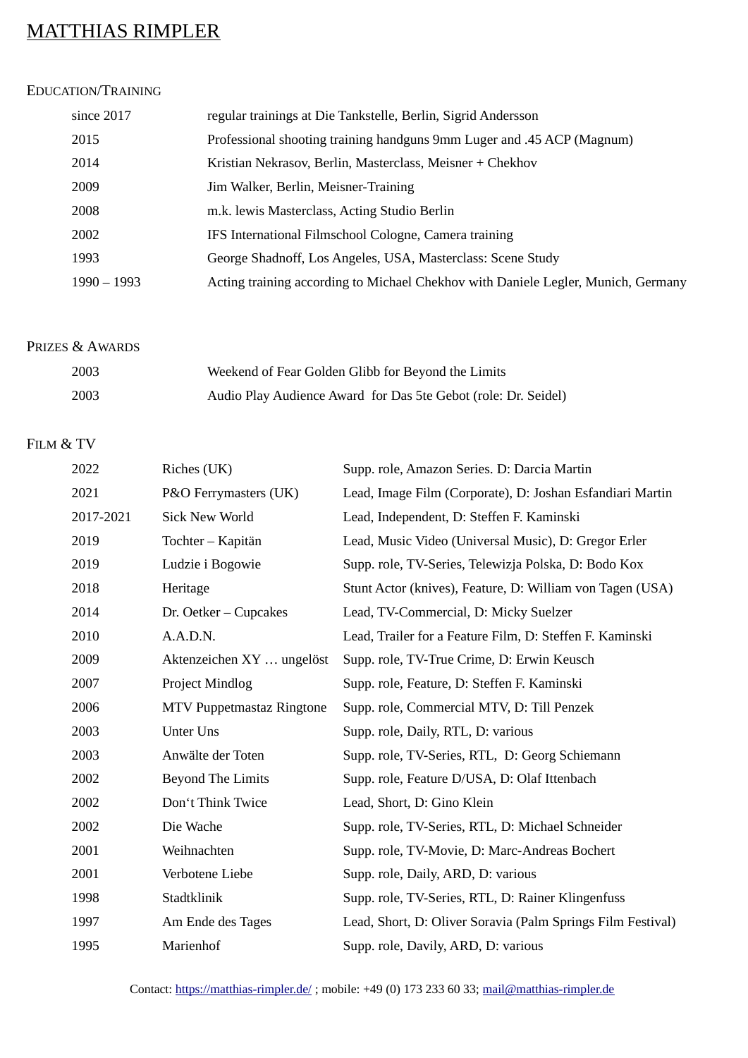# MATTHIAS RIMPLER

## Education/Training

| | |
|---|---|
| since 2017 | regular trainings at Die Tankstelle, Berlin, Sigrid Andersson |
| 2015 | Professional shooting training handguns 9mm Luger and .45 ACP (Magnum) |
| 2014 | Kristian Nekrasov, Berlin, Masterclass, Meisner + Chekhov |
| 2009 | Jim Walker, Berlin, Meisner-Training |
| 2008 | m.k. lewis Masterclass, Acting Studio Berlin |
| 2002 | IFS International Filmschool Cologne, Camera training |
| 1993 | George Shadnoff, Los Angeles, USA, Masterclass: Scene Study |
| 1990 – 1993 | Acting training according to Michael Chekhov with Daniele Legler, Munich, Germany |

## Prizes & Awards

| | |
|---|---|
| 2003 | Weekend of Fear Golden Glibb for Beyond the Limits |
| 2003 | Audio Play Audience Award for Das 5te Gebot (role: Dr. Seidel) |

## Film & TV

| | | |
|---|---|---|
| 2022 | Riches (UK) | Supp. role, Amazon Series. D: Darcia Martin |
| 2021 | P&O Ferrymasters (UK) | Lead, Image Film (Corporate), D: Joshan Esfandiari Martin |
| 2017-2021 | Sick New World | Lead, Independent, D: Steffen F. Kaminski |
| 2019 | Tochter – Kapitän | Lead, Music Video (Universal Music), D: Gregor Erler |
| 2019 | Ludzie i Bogowie | Supp. role, TV-Series, Telewizja Polska, D: Bodo Kox |
| 2018 | Heritage | Stunt Actor (knives), Feature, D: William von Tagen (USA) |
| 2014 | Dr. Oetker – Cupcakes | Lead, TV-Commercial, D: Micky Suelzer |
| 2010 | A.A.D.N. | Lead, Trailer for a Feature Film, D: Steffen F. Kaminski |
| 2009 | Aktenzeichen XY … ungelöst | Supp. role, TV-True Crime, D: Erwin Keusch |
| 2007 | Project Mindlog | Supp. role, Feature, D: Steffen F. Kaminski |
| 2006 | MTV Puppetmastaz Ringtone | Supp. role, Commercial MTV, D: Till Penzek |
| 2003 | Unter Uns | Supp. role, Daily, RTL, D: various |
| 2003 | Anwälte der Toten | Supp. role, TV-Series, RTL, D: Georg Schiemann |
| 2002 | Beyond The Limits | Supp. role, Feature D/USA, D: Olaf Ittenbach |
| 2002 | Don‘t Think Twice | Lead, Short, D: Gino Klein |
| 2002 | Die Wache | Supp. role, TV-Series, RTL, D: Michael Schneider |
| 2001 | Weihnachten | Supp. role, TV-Movie, D: Marc-Andreas Bochert |
| 2001 | Verbotene Liebe | Supp. role, Daily, ARD, D: various |
| 1998 | Stadtklinik | Supp. role, TV-Series, RTL, D: Rainer Klingenfuss |
| 1997 | Am Ende des Tages | Lead, Short, D: Oliver Soravia (Palm Springs Film Festival) |
| 1995 | Marienhof | Supp. role, Davily, ARD, D: various |

Contact: https://matthias-rimpler.de/ ; mobile: +49 (0) 173 233 60 33; mail@matthias-rimpler.de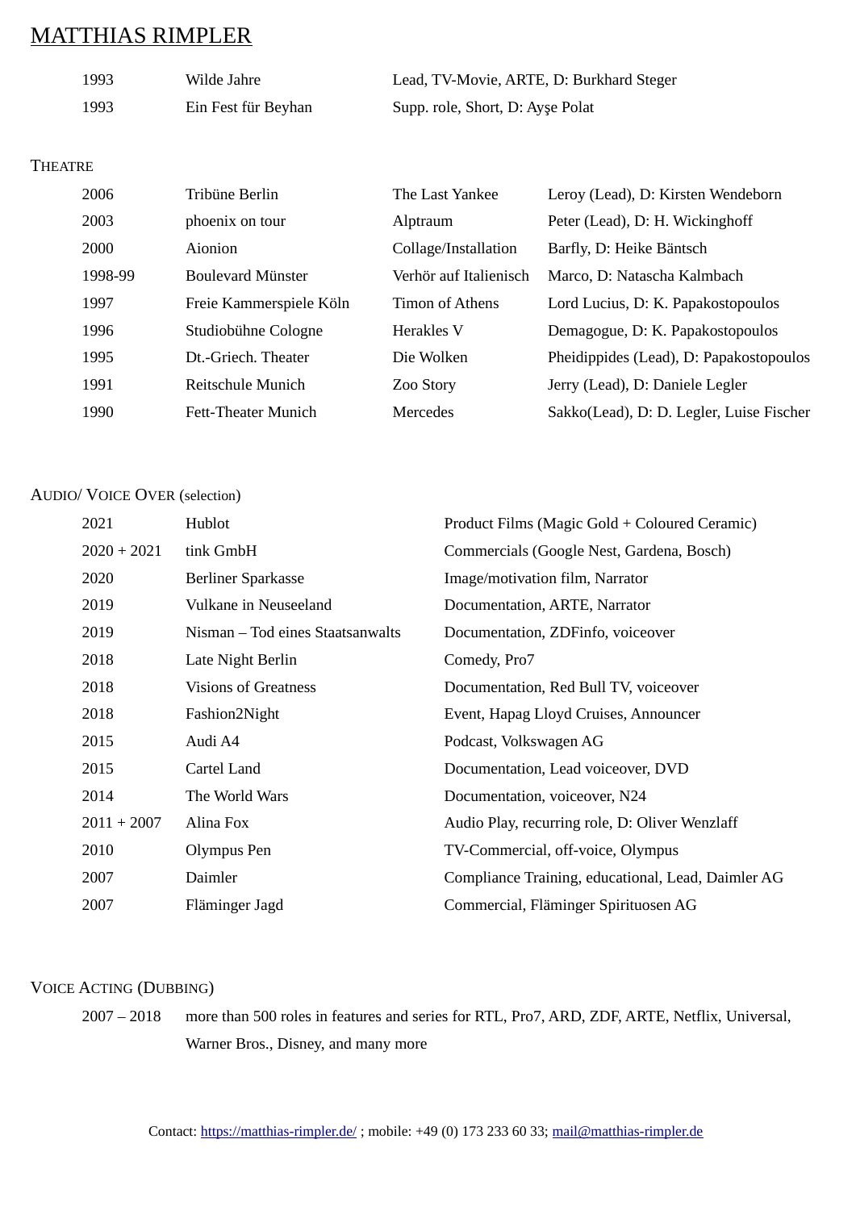# MATTHIAS RIMPLER

| | | |
|---|---|---|
| 1993 | Wilde Jahre | Lead, TV-Movie, ARTE, D: Burkhard Steger |
| 1993 | Ein Fest für Beyhan | Supp. role, Short, D: Ayşe Polat |

## Theatre

| | | | |
|---|---|---|---|
| 2006 | Tribüne Berlin | The Last Yankee | Leroy (Lead), D: Kirsten Wendeborn |
| 2003 | phoenix on tour | Alptraum | Peter (Lead), D: H. Wickinghoff |
| 2000 | Aionion | Collage/Installation | Barfly, D: Heike Bäntsch |
| 1998-99 | Boulevard Münster | Verhör auf Italienisch | Marco, D: Natascha Kalmbach |
| 1997 | Freie Kammerspiele Köln | Timon of Athens | Lord Lucius, D: K. Papakostopoulos |
| 1996 | Studiobühne Cologne | Herakles V | Demagogue, D: K. Papakostopoulos |
| 1995 | Dt.-Griech. Theater | Die Wolken | Pheidippides (Lead), D: Papakostopoulos |
| 1991 | Reitschule Munich | Zoo Story | Jerry (Lead), D: Daniele Legler |
| 1990 | Fett-Theater Munich | Mercedes | Sakko(Lead), D: D. Legler, Luise Fischer |

## Audio/ Voice Over (selection)

| | | |
|---|---|---|
| 2021 | Hublot | Product Films (Magic Gold + Coloured Ceramic) |
| 2020 + 2021 | tink GmbH | Commercials (Google Nest, Gardena, Bosch) |
| 2020 | Berliner Sparkasse | Image/motivation film, Narrator |
| 2019 | Vulkane in Neuseeland | Documentation, ARTE, Narrator |
| 2019 | Nisman – Tod eines Staatsanwalts | Documentation, ZDFinfo, voiceover |
| 2018 | Late Night Berlin | Comedy, Pro7 |
| 2018 | Visions of Greatness | Documentation, Red Bull TV, voiceover |
| 2018 | Fashion2Night | Event, Hapag Lloyd Cruises, Announcer |
| 2015 | Audi A4 | Podcast, Volkswagen AG |
| 2015 | Cartel Land | Documentation, Lead voiceover, DVD |
| 2014 | The World Wars | Documentation, voiceover, N24 |
| 2011 + 2007 | Alina Fox | Audio Play, recurring role, D: Oliver Wenzlaff |
| 2010 | Olympus Pen | TV-Commercial, off-voice, Olympus |
| 2007 | Daimler | Compliance Training, educational, Lead, Daimler AG |
| 2007 | Fläminger Jagd | Commercial, Fläminger Spirituosen AG |

## Voice Acting (Dubbing)

| | |
|---|---|
| 2007 – 2018 | more than 500 roles in features and series for RTL, Pro7, ARD, ZDF, ARTE, Netflix, Universal, Warner Bros., Disney, and many more |

Contact: [https://matthias-rimpler.de/](https://matthias-rimpler.de/) ; mobile: +49 (0) 173 233 60 33; [mail@matthias-rimpler.de](mailto:mail@matthias-rimpler.de)